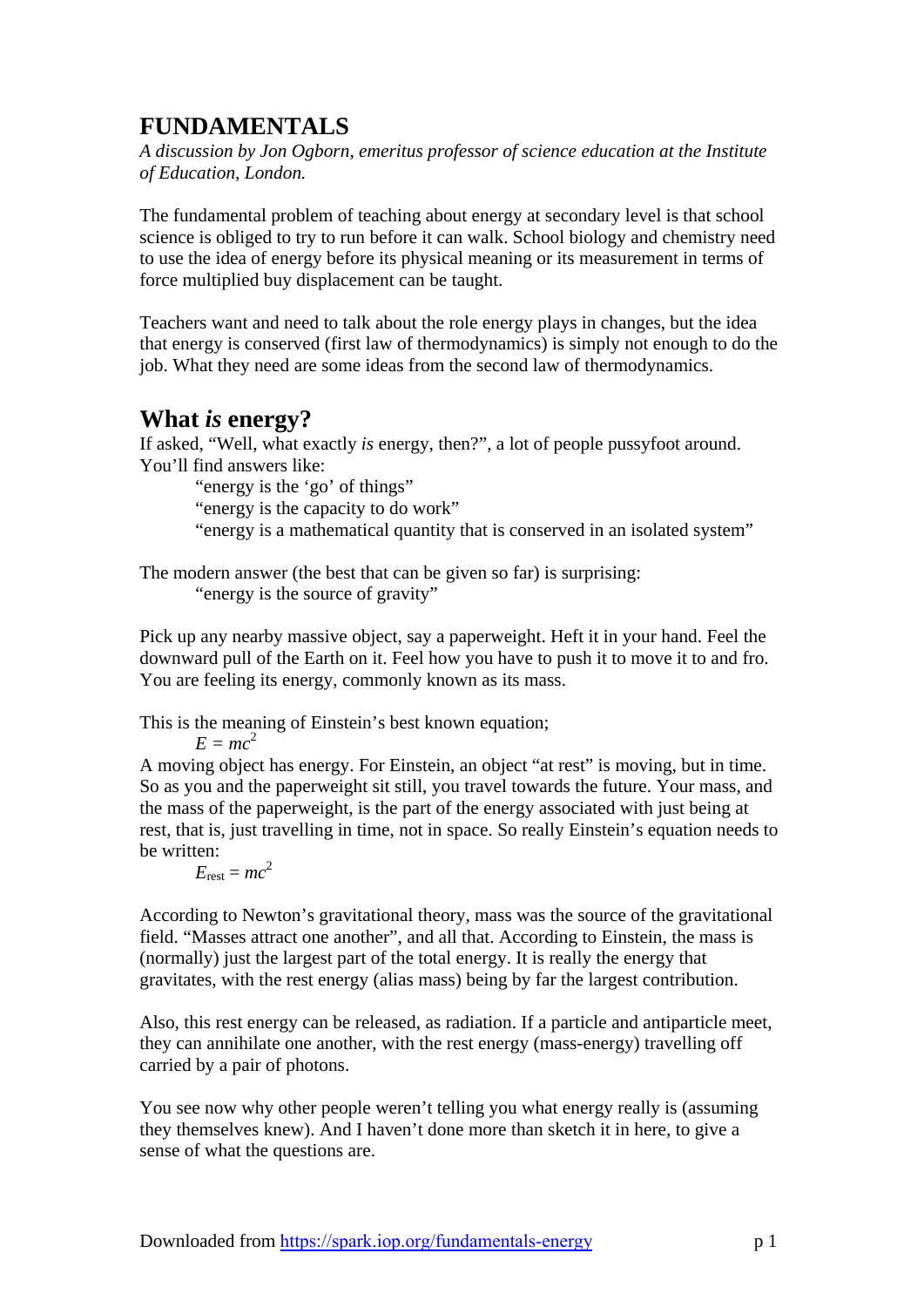# FUNDAMENTALS

*A discussion by Jon Ogborn, emeritus professor of science education at the Institute of Education, London.*

The fundamental problem of teaching about energy at secondary level is that school science is obliged to try to run before it can walk. School biology and chemistry need to use the idea of energy before its physical meaning or its measurement in terms of force multiplied buy displacement can be taught.

Teachers want and need to talk about the role energy plays in changes, but the idea that energy is conserved (first law of thermodynamics) is simply not enough to do the job. What they need are some ideas from the second law of thermodynamics.

## What *is* energy?

If asked, “Well, what exactly *is* energy, then?”, a lot of people pussyfoot around. You’ll find answers like:

> “energy is the ‘go’ of things”
> “energy is the capacity to do work”
> “energy is a mathematical quantity that is conserved in an isolated system”

The modern answer (the best that can be given so far) is surprising:

> “energy is the source of gravity”

Pick up any nearby massive object, say a paperweight. Heft it in your hand. Feel the downward pull of the Earth on it. Feel how you have to push it to move it to and fro. You are feeling its energy, commonly known as its mass.

This is the meaning of Einstein’s best known equation;

$$E = mc^2$$

A moving object has energy. For Einstein, an object “at rest” is moving, but in time. So as you and the paperweight sit still, you travel towards the future. Your mass, and the mass of the paperweight, is the part of the energy associated with just being at rest, that is, just travelling in time, not in space. So really Einstein’s equation needs to be written:

$$E_{\text{rest}} = mc^2$$

According to Newton’s gravitational theory, mass was the source of the gravitational field. “Masses attract one another”, and all that. According to Einstein, the mass is (normally) just the largest part of the total energy. It is really the energy that gravitates, with the rest energy (alias mass) being by far the largest contribution.

Also, this rest energy can be released, as radiation. If a particle and antiparticle meet, they can annihilate one another, with the rest energy (mass-energy) travelling off carried by a pair of photons.

You see now why other people weren’t telling you what energy really is (assuming they themselves knew). And I haven’t done more than sketch it in here, to give a sense of what the questions are.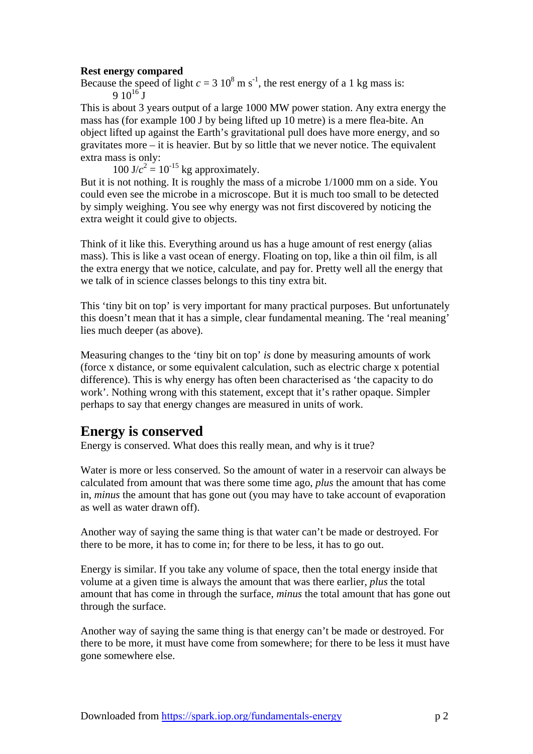**Rest energy compared**

Because the speed of light $c = 3\ 10^8$ m s$^{-1}$, the rest energy of a 1 kg mass is:

$9\ 10^{16}$ J

This is about 3 years output of a large 1000 MW power station. Any extra energy the mass has (for example 100 J by being lifted up 10 metre) is a mere flea-bite. An object lifted up against the Earth's gravitational pull does have more energy, and so gravitates more – it is heavier. But by so little that we never notice. The equivalent extra mass is only:

100 J/$c^2$ = $10^{-15}$ kg approximately.

But it is not nothing. It is roughly the mass of a microbe 1/1000 mm on a side. You could even see the microbe in a microscope. But it is much too small to be detected by simply weighing. You see why energy was not first discovered by noticing the extra weight it could give to objects.

Think of it like this. Everything around us has a huge amount of rest energy (alias mass). This is like a vast ocean of energy. Floating on top, like a thin oil film, is all the extra energy that we notice, calculate, and pay for. Pretty well all the energy that we talk of in science classes belongs to this tiny extra bit.

This 'tiny bit on top' is very important for many practical purposes. But unfortunately this doesn't mean that it has a simple, clear fundamental meaning. The 'real meaning' lies much deeper (as above).

Measuring changes to the 'tiny bit on top' *is* done by measuring amounts of work (force x distance, or some equivalent calculation, such as electric charge x potential difference). This is why energy has often been characterised as 'the capacity to do work'. Nothing wrong with this statement, except that it's rather opaque. Simpler perhaps to say that energy changes are measured in units of work.

## Energy is conserved

Energy is conserved. What does this really mean, and why is it true?

Water is more or less conserved. So the amount of water in a reservoir can always be calculated from amount that was there some time ago, *plus* the amount that has come in, *minus* the amount that has gone out (you may have to take account of evaporation as well as water drawn off).

Another way of saying the same thing is that water can't be made or destroyed. For there to be more, it has to come in; for there to be less, it has to go out.

Energy is similar. If you take any volume of space, then the total energy inside that volume at a given time is always the amount that was there earlier, *plus* the total amount that has come in through the surface, *minus* the total amount that has gone out through the surface.

Another way of saying the same thing is that energy can't be made or destroyed. For there to be more, it must have come from somewhere; for there to be less it must have gone somewhere else.

Downloaded from https://spark.iop.org/fundamentals-energy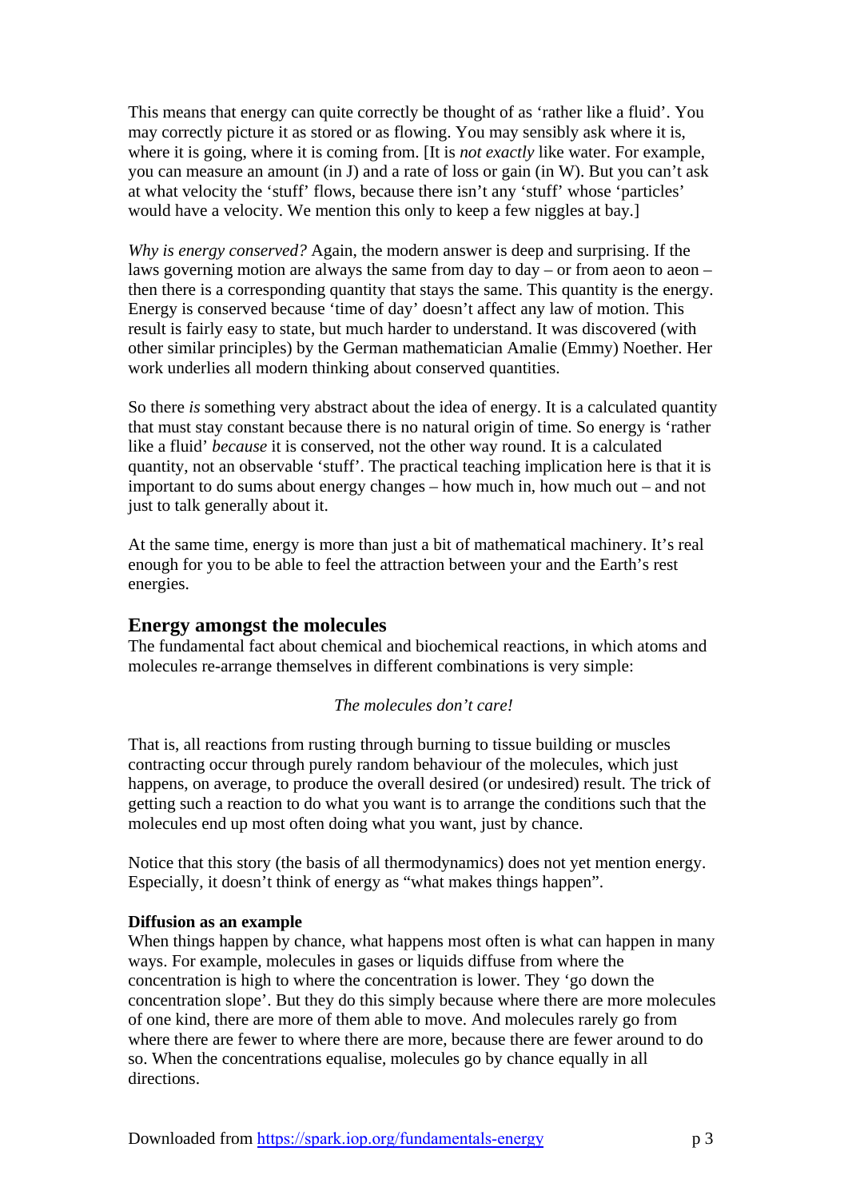This means that energy can quite correctly be thought of as 'rather like a fluid'. You may correctly picture it as stored or as flowing. You may sensibly ask where it is, where it is going, where it is coming from. [It is *not exactly* like water. For example, you can measure an amount (in J) and a rate of loss or gain (in W). But you can't ask at what velocity the 'stuff' flows, because there isn't any 'stuff' whose 'particles' would have a velocity. We mention this only to keep a few niggles at bay.]

*Why is energy conserved?* Again, the modern answer is deep and surprising. If the laws governing motion are always the same from day to day – or from aeon to aeon – then there is a corresponding quantity that stays the same. This quantity is the energy. Energy is conserved because 'time of day' doesn't affect any law of motion. This result is fairly easy to state, but much harder to understand. It was discovered (with other similar principles) by the German mathematician Amalie (Emmy) Noether. Her work underlies all modern thinking about conserved quantities.

So there *is* something very abstract about the idea of energy. It is a calculated quantity that must stay constant because there is no natural origin of time. So energy is 'rather like a fluid' *because* it is conserved, not the other way round. It is a calculated quantity, not an observable 'stuff'. The practical teaching implication here is that it is important to do sums about energy changes – how much in, how much out – and not just to talk generally about it.

At the same time, energy is more than just a bit of mathematical machinery. It's real enough for you to be able to feel the attraction between your and the Earth's rest energies.

## Energy amongst the molecules

The fundamental fact about chemical and biochemical reactions, in which atoms and molecules re-arrange themselves in different combinations is very simple:

*The molecules don't care!*

That is, all reactions from rusting through burning to tissue building or muscles contracting occur through purely random behaviour of the molecules, which just happens, on average, to produce the overall desired (or undesired) result. The trick of getting such a reaction to do what you want is to arrange the conditions such that the molecules end up most often doing what you want, just by chance.

Notice that this story (the basis of all thermodynamics) does not yet mention energy. Especially, it doesn't think of energy as "what makes things happen".

**Diffusion as an example**

When things happen by chance, what happens most often is what can happen in many ways. For example, molecules in gases or liquids diffuse from where the concentration is high to where the concentration is lower. They 'go down the concentration slope'. But they do this simply because where there are more molecules of one kind, there are more of them able to move. And molecules rarely go from where there are fewer to where there are more, because there are fewer around to do so. When the concentrations equalise, molecules go by chance equally in all directions.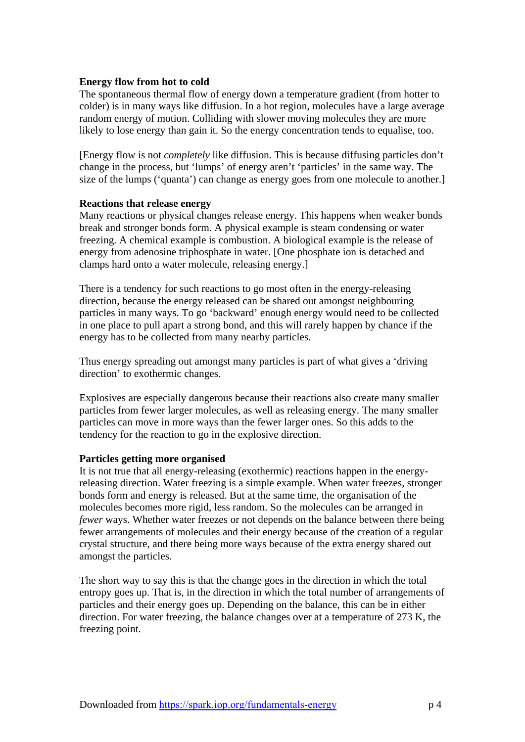**Energy flow from hot to cold**

The spontaneous thermal flow of energy down a temperature gradient (from hotter to colder) is in many ways like diffusion. In a hot region, molecules have a large average random energy of motion. Colliding with slower moving molecules they are more likely to lose energy than gain it. So the energy concentration tends to equalise, too.

[Energy flow is not *completely* like diffusion. This is because diffusing particles don't change in the process, but 'lumps' of energy aren't 'particles' in the same way. The size of the lumps ('quanta') can change as energy goes from one molecule to another.]

**Reactions that release energy**

Many reactions or physical changes release energy. This happens when weaker bonds break and stronger bonds form. A physical example is steam condensing or water freezing. A chemical example is combustion. A biological example is the release of energy from adenosine triphosphate in water. [One phosphate ion is detached and clamps hard onto a water molecule, releasing energy.]

There is a tendency for such reactions to go most often in the energy-releasing direction, because the energy released can be shared out amongst neighbouring particles in many ways. To go 'backward' enough energy would need to be collected in one place to pull apart a strong bond, and this will rarely happen by chance if the energy has to be collected from many nearby particles.

Thus energy spreading out amongst many particles is part of what gives a 'driving direction' to exothermic changes.

Explosives are especially dangerous because their reactions also create many smaller particles from fewer larger molecules, as well as releasing energy. The many smaller particles can move in more ways than the fewer larger ones. So this adds to the tendency for the reaction to go in the explosive direction.

**Particles getting more organised**

It is not true that all energy-releasing (exothermic) reactions happen in the energy-releasing direction. Water freezing is a simple example. When water freezes, stronger bonds form and energy is released. But at the same time, the organisation of the molecules becomes more rigid, less random. So the molecules can be arranged in *fewer* ways. Whether water freezes or not depends on the balance between there being fewer arrangements of molecules and their energy because of the creation of a regular crystal structure, and there being more ways because of the extra energy shared out amongst the particles.

The short way to say this is that the change goes in the direction in which the total entropy goes up. That is, in the direction in which the total number of arrangements of particles and their energy goes up. Depending on the balance, this can be in either direction. For water freezing, the balance changes over at a temperature of 273 K, the freezing point.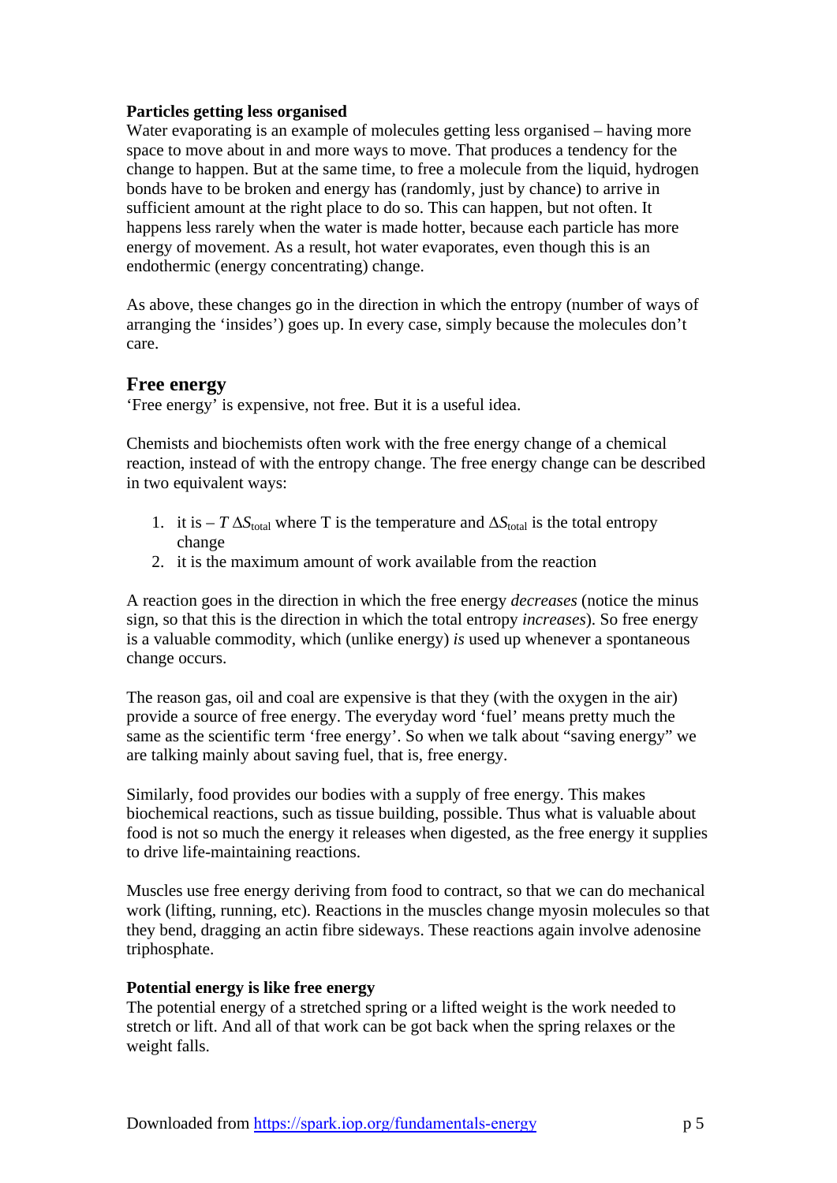**Particles getting less organised**

Water evaporating is an example of molecules getting less organised – having more space to move about in and more ways to move. That produces a tendency for the change to happen. But at the same time, to free a molecule from the liquid, hydrogen bonds have to be broken and energy has (randomly, just by chance) to arrive in sufficient amount at the right place to do so. This can happen, but not often. It happens less rarely when the water is made hotter, because each particle has more energy of movement. As a result, hot water evaporates, even though this is an endothermic (energy concentrating) change.

As above, these changes go in the direction in which the entropy (number of ways of arranging the 'insides') goes up. In every case, simply because the molecules don't care.

## Free energy

'Free energy' is expensive, not free. But it is a useful idea.

Chemists and biochemists often work with the free energy change of a chemical reaction, instead of with the entropy change. The free energy change can be described in two equivalent ways:

1. it is $-T\,\Delta S_{\text{total}}$ where T is the temperature and $\Delta S_{\text{total}}$ is the total entropy change
2. it is the maximum amount of work available from the reaction

A reaction goes in the direction in which the free energy *decreases* (notice the minus sign, so that this is the direction in which the total entropy *increases*). So free energy is a valuable commodity, which (unlike energy) *is* used up whenever a spontaneous change occurs.

The reason gas, oil and coal are expensive is that they (with the oxygen in the air) provide a source of free energy. The everyday word 'fuel' means pretty much the same as the scientific term 'free energy'. So when we talk about "saving energy" we are talking mainly about saving fuel, that is, free energy.

Similarly, food provides our bodies with a supply of free energy. This makes biochemical reactions, such as tissue building, possible. Thus what is valuable about food is not so much the energy it releases when digested, as the free energy it supplies to drive life-maintaining reactions.

Muscles use free energy deriving from food to contract, so that we can do mechanical work (lifting, running, etc). Reactions in the muscles change myosin molecules so that they bend, dragging an actin fibre sideways. These reactions again involve adenosine triphosphate.

**Potential energy is like free energy**

The potential energy of a stretched spring or a lifted weight is the work needed to stretch or lift. And all of that work can be got back when the spring relaxes or the weight falls.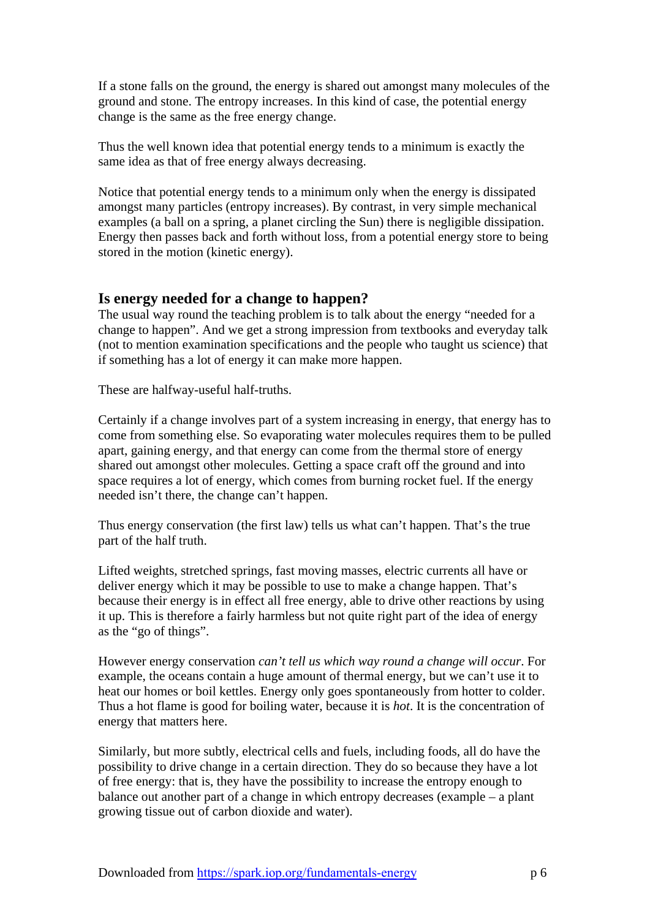If a stone falls on the ground, the energy is shared out amongst many molecules of the ground and stone. The entropy increases. In this kind of case, the potential energy change is the same as the free energy change.

Thus the well known idea that potential energy tends to a minimum is exactly the same idea as that of free energy always decreasing.

Notice that potential energy tends to a minimum only when the energy is dissipated amongst many particles (entropy increases). By contrast, in very simple mechanical examples (a ball on a spring, a planet circling the Sun) there is negligible dissipation. Energy then passes back and forth without loss, from a potential energy store to being stored in the motion (kinetic energy).

## Is energy needed for a change to happen?

The usual way round the teaching problem is to talk about the energy "needed for a change to happen". And we get a strong impression from textbooks and everyday talk (not to mention examination specifications and the people who taught us science) that if something has a lot of energy it can make more happen.

These are halfway-useful half-truths.

Certainly if a change involves part of a system increasing in energy, that energy has to come from something else. So evaporating water molecules requires them to be pulled apart, gaining energy, and that energy can come from the thermal store of energy shared out amongst other molecules. Getting a space craft off the ground and into space requires a lot of energy, which comes from burning rocket fuel. If the energy needed isn't there, the change can't happen.

Thus energy conservation (the first law) tells us what can't happen. That's the true part of the half truth.

Lifted weights, stretched springs, fast moving masses, electric currents all have or deliver energy which it may be possible to use to make a change happen. That's because their energy is in effect all free energy, able to drive other reactions by using it up. This is therefore a fairly harmless but not quite right part of the idea of energy as the "go of things".

However energy conservation *can't tell us which way round a change will occur*. For example, the oceans contain a huge amount of thermal energy, but we can't use it to heat our homes or boil kettles. Energy only goes spontaneously from hotter to colder. Thus a hot flame is good for boiling water, because it is *hot*. It is the concentration of energy that matters here.

Similarly, but more subtly, electrical cells and fuels, including foods, all do have the possibility to drive change in a certain direction. They do so because they have a lot of free energy: that is, they have the possibility to increase the entropy enough to balance out another part of a change in which entropy decreases (example – a plant growing tissue out of carbon dioxide and water).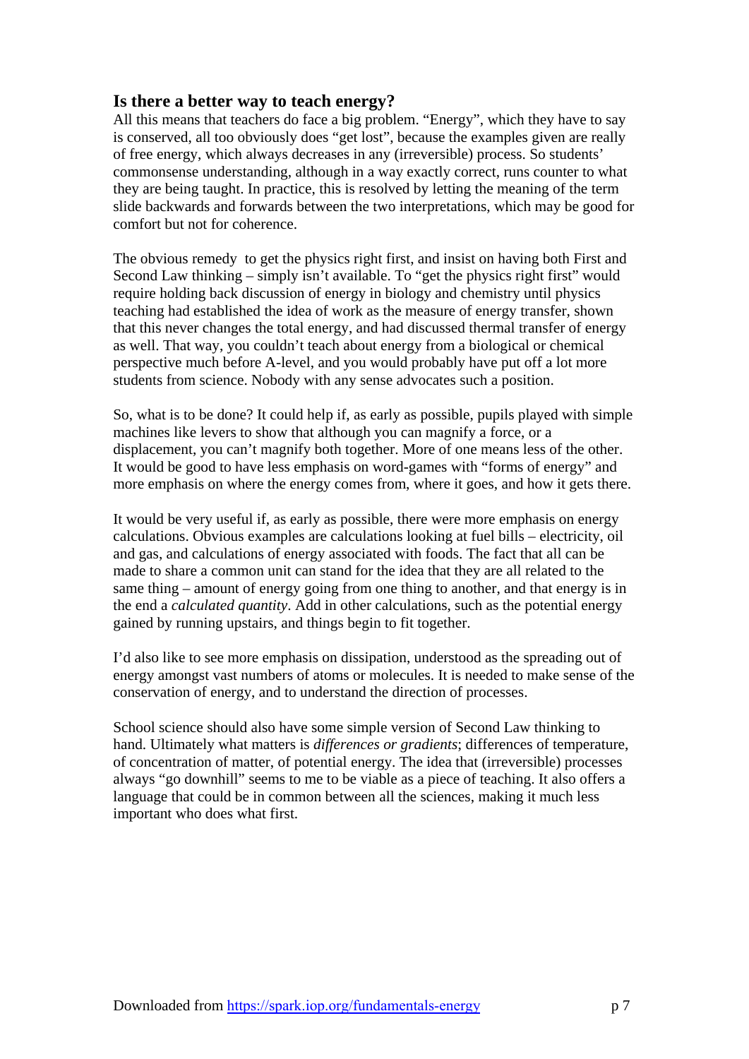## Is there a better way to teach energy?

All this means that teachers do face a big problem. "Energy", which they have to say is conserved, all too obviously does "get lost", because the examples given are really of free energy, which always decreases in any (irreversible) process. So students' commonsense understanding, although in a way exactly correct, runs counter to what they are being taught. In practice, this is resolved by letting the meaning of the term slide backwards and forwards between the two interpretations, which may be good for comfort but not for coherence.

The obvious remedy  to get the physics right first, and insist on having both First and Second Law thinking – simply isn't available. To "get the physics right first" would require holding back discussion of energy in biology and chemistry until physics teaching had established the idea of work as the measure of energy transfer, shown that this never changes the total energy, and had discussed thermal transfer of energy as well. That way, you couldn't teach about energy from a biological or chemical perspective much before A-level, and you would probably have put off a lot more students from science. Nobody with any sense advocates such a position.

So, what is to be done? It could help if, as early as possible, pupils played with simple machines like levers to show that although you can magnify a force, or a displacement, you can't magnify both together. More of one means less of the other. It would be good to have less emphasis on word-games with "forms of energy" and more emphasis on where the energy comes from, where it goes, and how it gets there.

It would be very useful if, as early as possible, there were more emphasis on energy calculations. Obvious examples are calculations looking at fuel bills – electricity, oil and gas, and calculations of energy associated with foods. The fact that all can be made to share a common unit can stand for the idea that they are all related to the same thing – amount of energy going from one thing to another, and that energy is in the end a *calculated quantity*. Add in other calculations, such as the potential energy gained by running upstairs, and things begin to fit together.

I'd also like to see more emphasis on dissipation, understood as the spreading out of energy amongst vast numbers of atoms or molecules. It is needed to make sense of the conservation of energy, and to understand the direction of processes.

School science should also have some simple version of Second Law thinking to hand. Ultimately what matters is *differences or gradients*; differences of temperature, of concentration of matter, of potential energy. The idea that (irreversible) processes always "go downhill" seems to me to be viable as a piece of teaching. It also offers a language that could be in common between all the sciences, making it much less important who does what first.

Downloaded from https://spark.iop.org/fundamentals-energy